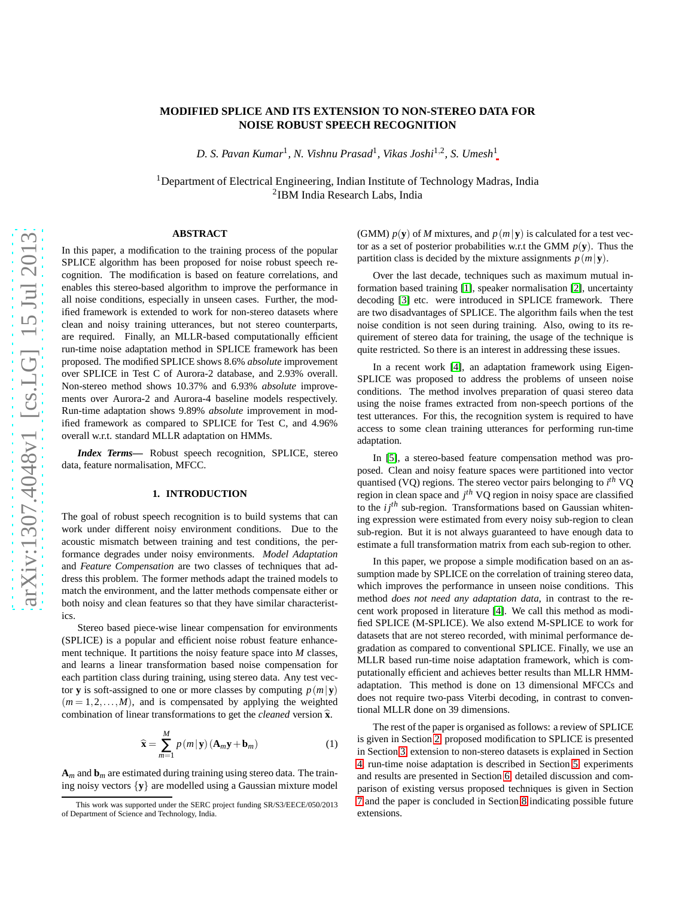# MODIFIED SPLICE AND ITS EXTENSION TO NON-STEREO DATA FOR NOISE ROBUST SPEECH RECOGNITION

*D. S. Pavan Kumar*[1], *N. Vishnu Prasad*[1], *Vikas Joshi*[1,2], *S. Umesh*[1]

[1]Department of Electrical Engineering, Indian Institute of Technology Madras, India
[2]IBM India Research Labs, India

## ABSTRACT

In this paper, a modification to the training process of the popular SPLICE algorithm has been proposed for noise robust speech recognition. The modification is based on feature correlations, and enables this stereo-based algorithm to improve the performance in all noise conditions, especially in unseen cases. Further, the modified framework is extended to work for non-stereo datasets where clean and noisy training utterances, but not stereo counterparts, are required. Finally, an MLLR-based computationally efficient run-time noise adaptation method in SPLICE framework has been proposed. The modified SPLICE shows 8.6% *absolute* improvement over SPLICE in Test C of Aurora-2 database, and 2.93% overall. Non-stereo method shows 10.37% and 6.93% *absolute* improvements over Aurora-2 and Aurora-4 baseline models respectively. Run-time adaptation shows 9.89% *absolute* improvement in modified framework as compared to SPLICE for Test C, and 4.96% overall w.r.t. standard MLLR adaptation on HMMs.

***Index Terms*—** Robust speech recognition, SPLICE, stereo data, feature normalisation, MFCC.

## 1. INTRODUCTION

The goal of robust speech recognition is to build systems that can work under different noisy environment conditions. Due to the acoustic mismatch between training and test conditions, the performance degrades under noisy environments. *Model Adaptation* and *Feature Compensation* are two classes of techniques that address this problem. The former methods adapt the trained models to match the environment, and the latter methods compensate either or both noisy and clean features so that they have similar characteristics.

Stereo based piece-wise linear compensation for environments (SPLICE) is a popular and efficient noise robust feature enhancement technique. It partitions the noisy feature space into $M$ classes, and learns a linear transformation based noise compensation for each partition class during training, using stereo data. Any test vector $\mathbf{y}$ is soft-assigned to one or more classes by computing $p(m|\mathbf{y})$ $(m = 1, 2, \ldots, M)$, and is compensated by applying the weighted combination of linear transformations to get the *cleaned* version $\widehat{\mathbf{x}}$.

$$\widehat{\mathbf{x}} = \sum_{m=1}^{M} p(m|\mathbf{y})\,(\mathbf{A}_m\mathbf{y} + \mathbf{b}_m) \tag{1}$$

$\mathbf{A}_m$ and $\mathbf{b}_m$ are estimated during training using stereo data. The training noisy vectors $\{\mathbf{y}\}$ are modelled using a Gaussian mixture model (GMM) $p(\mathbf{y})$ of $M$ mixtures, and $p(m|\mathbf{y})$ is calculated for a test vector as a set of posterior probabilities w.r.t the GMM $p(\mathbf{y})$. Thus the partition class is decided by the mixture assignments $p(m|\mathbf{y})$.

Over the last decade, techniques such as maximum mutual information based training [1], speaker normalisation [2], uncertainty decoding [3] etc. were introduced in SPLICE framework. There are two disadvantages of SPLICE. The algorithm fails when the test noise condition is not seen during training. Also, owing to its requirement of stereo data for training, the usage of the technique is quite restricted. So there is an interest in addressing these issues.

In a recent work [4], an adaptation framework using Eigen-SPLICE was proposed to address the problems of unseen noise conditions. The method involves preparation of quasi stereo data using the noise frames extracted from non-speech portions of the test utterances. For this, the recognition system is required to have access to some clean training utterances for performing run-time adaptation.

In [5], a stereo-based feature compensation method was proposed. Clean and noisy feature spaces were partitioned into vector quantised (VQ) regions. The stereo vector pairs belonging to $i^{th}$ VQ region in clean space and $j^{th}$ VQ region in noisy space are classified to the $ij^{th}$ sub-region. Transformations based on Gaussian whitening expression were estimated from every noisy sub-region to clean sub-region. But it is not always guaranteed to have enough data to estimate a full transformation matrix from each sub-region to other.

In this paper, we propose a simple modification based on an assumption made by SPLICE on the correlation of training stereo data, which improves the performance in unseen noise conditions. This method *does not need any adaptation data*, in contrast to the recent work proposed in literature [4]. We call this method as modified SPLICE (M-SPLICE). We also extend M-SPLICE to work for datasets that are not stereo recorded, with minimal performance degradation as compared to conventional SPLICE. Finally, we use an MLLR based run-time noise adaptation framework, which is computationally efficient and achieves better results than MLLR HMM-adaptation. This method is done on 13 dimensional MFCCs and does not require two-pass Viterbi decoding, in contrast to conventional MLLR done on 39 dimensions.

The rest of the paper is organised as follows: a review of SPLICE is given in Section 2, proposed modification to SPLICE is presented in Section 3, extension to non-stereo datasets is explained in Section 4, run-time noise adaptation is described in Section 5, experiments and results are presented in Section 6, detailed discussion and comparison of existing versus proposed techniques is given in Section 7 and the paper is concluded in Section 8 indicating possible future extensions.

This work was supported under the SERC project funding SR/S3/EECE/050/2013 of Department of Science and Technology, India.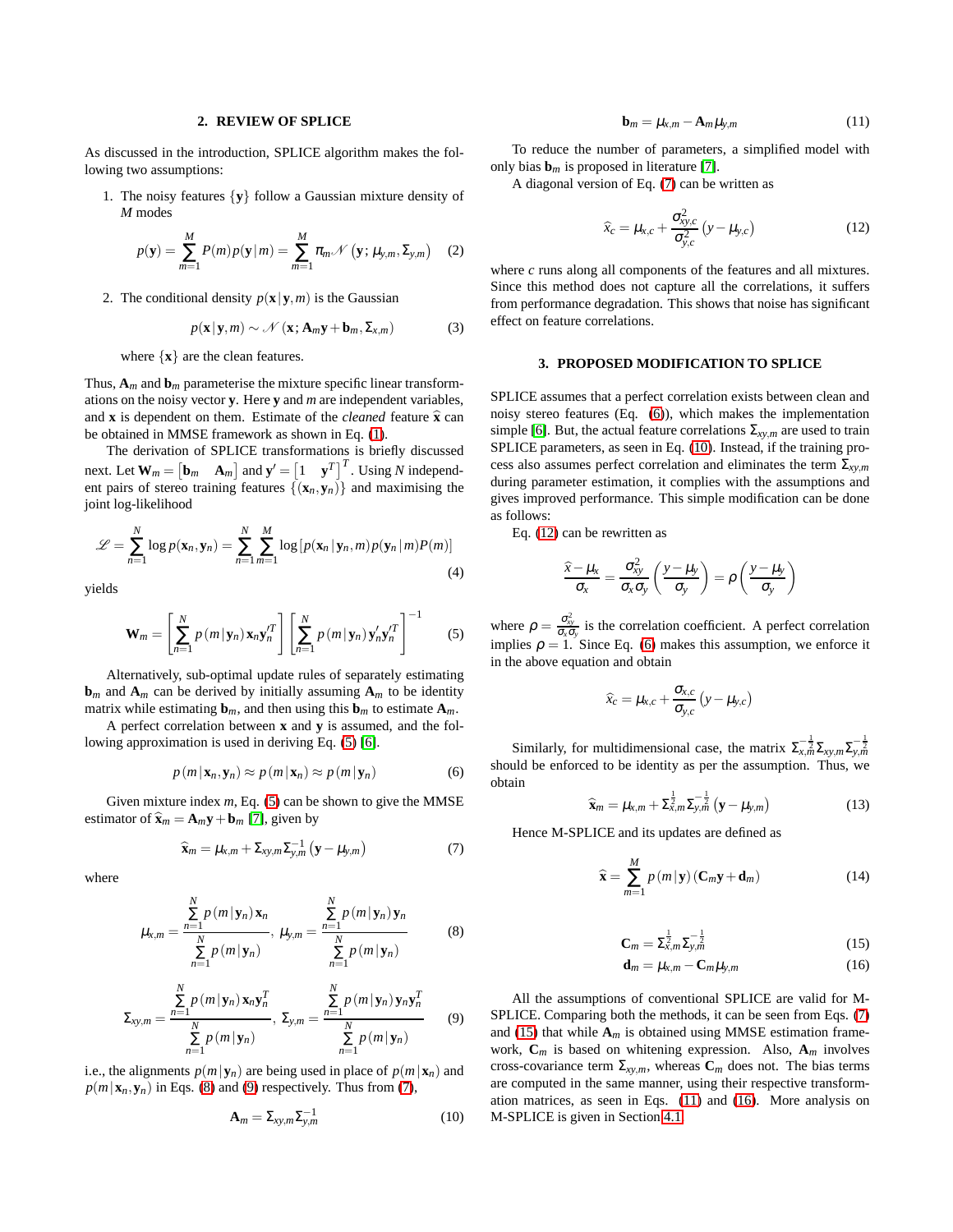## 2. REVIEW OF SPLICE

As discussed in the introduction, SPLICE algorithm makes the following two assumptions:

1. The noisy features $\{\mathbf{y}\}$ follow a Gaussian mixture density of $M$ modes

$$p(\mathbf{y}) = \sum_{m=1}^{M} P(m)p(\mathbf{y}\,|\,m) = \sum_{m=1}^{M} \pi_m \mathcal{N}\left(\mathbf{y};\, \mu_{y,m}, \Sigma_{y,m}\right) \quad (2)$$

2. The conditional density $p(\mathbf{x}\,|\,\mathbf{y},m)$ is the Gaussian

$$p(\mathbf{x}\,|\,\mathbf{y},m) \sim \mathcal{N}\left(\mathbf{x};\, \mathbf{A}_m\mathbf{y} + \mathbf{b}_m, \Sigma_{x,m}\right) \quad (3)$$

where $\{\mathbf{x}\}$ are the clean features.

Thus, $\mathbf{A}_m$ and $\mathbf{b}_m$ parameterise the mixture specific linear transformations on the noisy vector $\mathbf{y}$. Here $\mathbf{y}$ and $m$ are independent variables, and $\mathbf{x}$ is dependent on them. Estimate of the *cleaned* feature $\widehat{\mathbf{x}}$ can be obtained in MMSE framework as shown in Eq. (1).

The derivation of SPLICE transformations is briefly discussed next. Let $\mathbf{W}_m = \begin{bmatrix}\mathbf{b}_m & \mathbf{A}_m\end{bmatrix}$ and $\mathbf{y}' = \begin{bmatrix}1 & \mathbf{y}^T\end{bmatrix}^T$. Using $N$ independent pairs of stereo training features $\{(\mathbf{x}_n, \mathbf{y}_n)\}$ and maximising the joint log-likelihood

$$\mathcal{L} = \sum_{n=1}^{N} \log p(\mathbf{x}_n, \mathbf{y}_n) = \sum_{n=1}^{N}\sum_{m=1}^{M} \log\left[p(\mathbf{x}_n\,|\,\mathbf{y}_n,m)p(\mathbf{y}_n\,|\,m)P(m)\right] \quad (4)$$

yields

$$\mathbf{W}_m = \left[\sum_{n=1}^{N} p\left(m\,|\,\mathbf{y}_n\right)\mathbf{x}_n\mathbf{y}_n'^T\right]\left[\sum_{n=1}^{N} p\left(m\,|\,\mathbf{y}_n\right)\mathbf{y}_n'\mathbf{y}_n'^T\right]^{-1} \quad (5)$$

Alternatively, sub-optimal update rules of separately estimating $\mathbf{b}_m$ and $\mathbf{A}_m$ can be derived by initially assuming $\mathbf{A}_m$ to be identity matrix while estimating $\mathbf{b}_m$, and then using this $\mathbf{b}_m$ to estimate $\mathbf{A}_m$.

A perfect correlation between $\mathbf{x}$ and $\mathbf{y}$ is assumed, and the following approximation is used in deriving Eq. (5) [6].

$$p\left(m\,|\,\mathbf{x}_n, \mathbf{y}_n\right) \approx p\left(m\,|\,\mathbf{x}_n\right) \approx p\left(m\,|\,\mathbf{y}_n\right) \quad (6)$$

Given mixture index $m$, Eq. (5) can be shown to give the MMSE estimator of $\widehat{\mathbf{x}}_m = \mathbf{A}_m\mathbf{y} + \mathbf{b}_m$ [7], given by

$$\widehat{\mathbf{x}}_m = \mu_{x,m} + \Sigma_{xy,m}\Sigma_{y,m}^{-1}\left(\mathbf{y} - \mu_{y,m}\right) \quad (7)$$

where

$$\mu_{x,m} = \frac{\sum_{n=1}^{N} p\left(m\,|\,\mathbf{y}_n\right)\mathbf{x}_n}{\sum_{n=1}^{N} p\left(m\,|\,\mathbf{y}_n\right)},\ \mu_{y,m} = \frac{\sum_{n=1}^{N} p\left(m\,|\,\mathbf{y}_n\right)\mathbf{y}_n}{\sum_{n=1}^{N} p\left(m\,|\,\mathbf{y}_n\right)} \quad (8)$$

$$\Sigma_{xy,m} = \frac{\sum_{n=1}^{N} p\left(m\,|\,\mathbf{y}_n\right)\mathbf{x}_n\mathbf{y}_n^T}{\sum_{n=1}^{N} p\left(m\,|\,\mathbf{y}_n\right)},\ \Sigma_{y,m} = \frac{\sum_{n=1}^{N} p\left(m\,|\,\mathbf{y}_n\right)\mathbf{y}_n\mathbf{y}_n^T}{\sum_{n=1}^{N} p\left(m\,|\,\mathbf{y}_n\right)} \quad (9)$$

i.e., the alignments $p\left(m\,|\,\mathbf{y}_n\right)$ are being used in place of $p\left(m\,|\,\mathbf{x}_n\right)$ and $p\left(m\,|\,\mathbf{x}_n, \mathbf{y}_n\right)$ in Eqs. (8) and (9) respectively. Thus from (7),

$$\mathbf{A}_m = \Sigma_{xy,m}\Sigma_{y,m}^{-1} \quad (10)$$

$$\mathbf{b}_m = \mu_{x,m} - \mathbf{A}_m\mu_{y,m} \quad (11)$$

To reduce the number of parameters, a simplified model with only bias $\mathbf{b}_m$ is proposed in literature [7].

A diagonal version of Eq. (7) can be written as

$$\widehat{x}_c = \mu_{x,c} + \frac{\sigma_{xy,c}^2}{\sigma_{y,c}^2}\left(y - \mu_{y,c}\right) \quad (12)$$

where $c$ runs along all components of the features and all mixtures. Since this method does not capture all the correlations, it suffers from performance degradation. This shows that noise has significant effect on feature correlations.

## 3. PROPOSED MODIFICATION TO SPLICE

SPLICE assumes that a perfect correlation exists between clean and noisy stereo features (Eq. (6)), which makes the implementation simple [6]. But, the actual feature correlations $\Sigma_{xy,m}$ are used to train SPLICE parameters, as seen in Eq. (10). Instead, if the training process also assumes perfect correlation and eliminates the term $\Sigma_{xy,m}$ during parameter estimation, it complies with the assumptions and gives improved performance. This simple modification can be done as follows:

Eq. (12) can be rewritten as

$$\frac{\widehat{x} - \mu_x}{\sigma_x} = \frac{\sigma_{xy}^2}{\sigma_x\sigma_y}\left(\frac{y - \mu_y}{\sigma_y}\right) = \rho\left(\frac{y - \mu_y}{\sigma_y}\right)$$

where $\rho = \frac{\sigma_{xy}^2}{\sigma_x\sigma_y}$ is the correlation coefficient. A perfect correlation implies $\rho = 1$. Since Eq. (6) makes this assumption, we enforce it in the above equation and obtain

$$\widehat{x}_c = \mu_{x,c} + \frac{\sigma_{x,c}}{\sigma_{y,c}}\left(y - \mu_{y,c}\right)$$

Similarly, for multidimensional case, the matrix $\Sigma_{x,m}^{-\frac{1}{2}}\Sigma_{xy,m}\Sigma_{y,m}^{-\frac{1}{2}}$ should be enforced to be identity as per the assumption. Thus, we obtain

$$\widehat{\mathbf{x}}_m = \mu_{x,m} + \Sigma_{x,m}^{\frac{1}{2}}\Sigma_{y,m}^{-\frac{1}{2}}\left(\mathbf{y} - \mu_{y,m}\right) \quad (13)$$

Hence M-SPLICE and its updates are defined as

$$\widehat{\mathbf{x}} = \sum_{m=1}^{M} p\left(m\,|\,\mathbf{y}\right)\left(\mathbf{C}_m\mathbf{y} + \mathbf{d}_m\right) \quad (14)$$

$$\mathbf{C}_m = \Sigma_{x,m}^{\frac{1}{2}}\Sigma_{y,m}^{-\frac{1}{2}} \quad (15)$$

$$\mathbf{d}_m = \mu_{x,m} - \mathbf{C}_m\mu_{y,m} \quad (16)$$

All the assumptions of conventional SPLICE are valid for M-SPLICE. Comparing both the methods, it can be seen from Eqs. (7) and (15) that while $\mathbf{A}_m$ is obtained using MMSE estimation framework, $\mathbf{C}_m$ is based on whitening expression. Also, $\mathbf{A}_m$ involves cross-covariance term $\Sigma_{xy,m}$, whereas $\mathbf{C}_m$ does not. The bias terms are computed in the same manner, using their respective transformation matrices, as seen in Eqs. (11) and (16). More analysis on M-SPLICE is given in Section 4.1.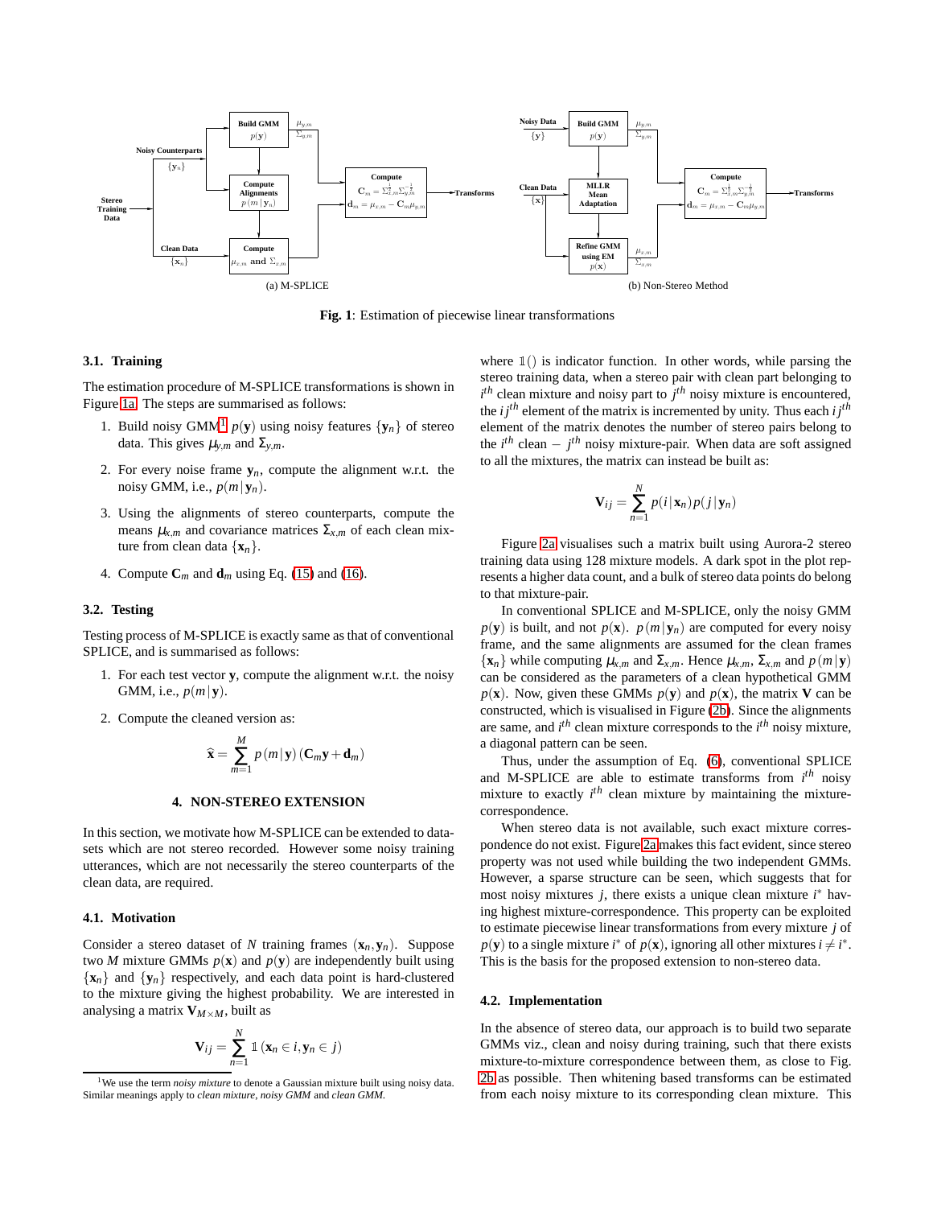Fig. 1: Estimation of piecewise linear transformations

### 3.1. Training

The estimation procedure of M-SPLICE transformations is shown in Figure 1a. The steps are summarised as follows:

1. Build noisy GMM[1] $p(\mathbf{y})$ using noisy features $\{\mathbf{y}_n\}$ of stereo data. This gives $\mu_{y,m}$ and $\Sigma_{y,m}$.
2. For every noise frame $\mathbf{y}_n$, compute the alignment w.r.t. the noisy GMM, i.e., $p(m\,|\,\mathbf{y}_n)$.
3. Using the alignments of stereo counterparts, compute the means $\mu_{x,m}$ and covariance matrices $\Sigma_{x,m}$ of each clean mixture from clean data $\{\mathbf{x}_n\}$.
4. Compute $\mathbf{C}_m$ and $\mathbf{d}_m$ using Eq. (15) and (16).

### 3.2. Testing

Testing process of M-SPLICE is exactly same as that of conventional SPLICE, and is summarised as follows:

1. For each test vector $\mathbf{y}$, compute the alignment w.r.t. the noisy GMM, i.e., $p(m\,|\,\mathbf{y})$.
2. Compute the cleaned version as:

$$\widehat{\mathbf{x}} = \sum_{m=1}^{M} p(m\,|\,\mathbf{y})\left(\mathbf{C}_m\mathbf{y} + \mathbf{d}_m\right)$$

## 4. NON-STEREO EXTENSION

In this section, we motivate how M-SPLICE can be extended to datasets which are not stereo recorded. However some noisy training utterances, which are not necessarily the stereo counterparts of the clean data, are required.

### 4.1. Motivation

Consider a stereo dataset of $N$ training frames $(\mathbf{x}_n, \mathbf{y}_n)$. Suppose two $M$ mixture GMMs $p(\mathbf{x})$ and $p(\mathbf{y})$ are independently built using $\{\mathbf{x}_n\}$ and $\{\mathbf{y}_n\}$ respectively, and each data point is hard-clustered to the mixture giving the highest probability. We are interested in analysing a matrix $\mathbf{V}_{M\times M}$, built as

$$\mathbf{V}_{ij} = \sum_{n=1}^{N} \mathbb{1}\left(\mathbf{x}_n \in i, \mathbf{y}_n \in j\right)$$

where $\mathbb{1}()$ is indicator function. In other words, while parsing the stereo training data, when a stereo pair with clean part belonging to $i^{th}$ clean mixture and noisy part to $j^{th}$ noisy mixture is encountered, the $ij^{th}$ element of the matrix is incremented by unity. Thus each $ij^{th}$ element of the matrix denotes the number of stereo pairs belong to the $i^{th}$ clean $-$ $j^{th}$ noisy mixture-pair. When data are soft assigned to all the mixtures, the matrix can instead be built as:

$$\mathbf{V}_{ij} = \sum_{n=1}^{N} p(i\,|\,\mathbf{x}_n)\,p(j\,|\,\mathbf{y}_n)$$

Figure 2a visualises such a matrix built using Aurora-2 stereo training data using 128 mixture models. A dark spot in the plot represents a higher data count, and a bulk of stereo data points do belong to that mixture-pair.

In conventional SPLICE and M-SPLICE, only the noisy GMM $p(\mathbf{y})$ is built, and not $p(\mathbf{x})$. $p(m\,|\,\mathbf{y}_n)$ are computed for every noisy frame, and the same alignments are assumed for the clean frames $\{\mathbf{x}_n\}$ while computing $\mu_{x,m}$ and $\Sigma_{x,m}$. Hence $\mu_{x,m}$, $\Sigma_{x,m}$ and $p\,(m\,|\,\mathbf{y})$ can be considered as the parameters of a clean hypothetical GMM $p(\mathbf{x})$. Now, given these GMMs $p(\mathbf{y})$ and $p(\mathbf{x})$, the matrix $\mathbf{V}$ can be constructed, which is visualised in Figure (2b). Since the alignments are same, and $i^{th}$ clean mixture corresponds to the $i^{th}$ noisy mixture, a diagonal pattern can be seen.

Thus, under the assumption of Eq. (6), conventional SPLICE and M-SPLICE are able to estimate transforms from $i^{th}$ noisy mixture to exactly $i^{th}$ clean mixture by maintaining the mixture-correspondence.

When stereo data is not available, such exact mixture correspondence do not exist. Figure 2a makes this fact evident, since stereo property was not used while building the two independent GMMs. However, a sparse structure can be seen, which suggests that for most noisy mixtures $j$, there exists a unique clean mixture $i^*$ having highest mixture-correspondence. This property can be exploited to estimate piecewise linear transformations from every mixture $j$ of $p(\mathbf{y})$ to a single mixture $i^*$ of $p(\mathbf{x})$, ignoring all other mixtures $i \neq i^*$. This is the basis for the proposed extension to non-stereo data.

### 4.2. Implementation

In the absence of stereo data, our approach is to build two separate GMMs viz., clean and noisy during training, such that there exists mixture-to-mixture correspondence between them, as close to Fig. 2b as possible. Then whitening based transforms can be estimated from each noisy mixture to its corresponding clean mixture. This

[1] We use the term *noisy mixture* to denote a Gaussian mixture built using noisy data. Similar meanings apply to *clean mixture*, *noisy GMM* and *clean GMM*.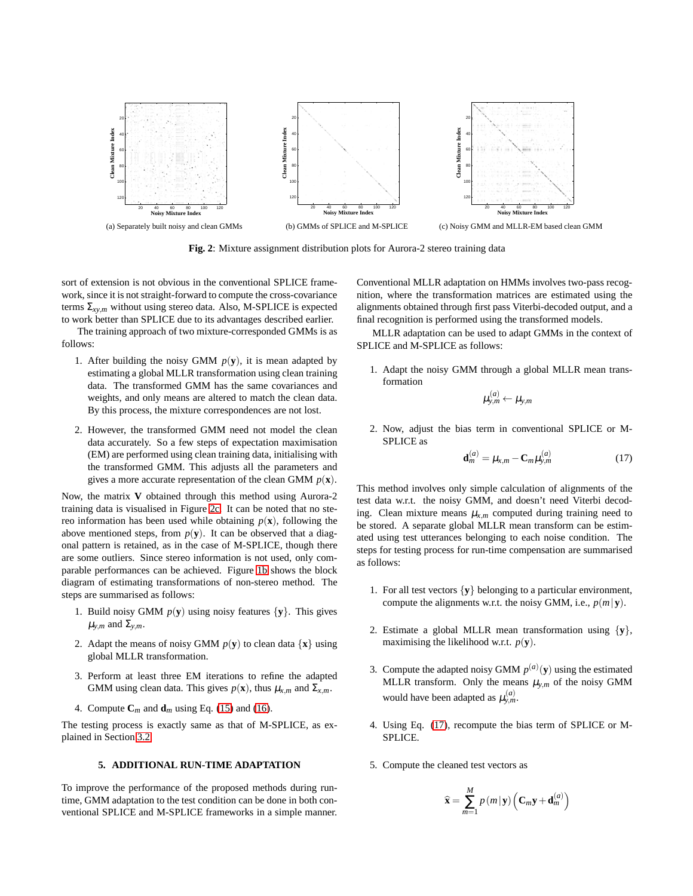(a) Separately built noisy and clean GMMs

(b) GMMs of SPLICE and M-SPLICE

(c) Noisy GMM and MLLR-EM based clean GMM

**Fig. 2**: Mixture assignment distribution plots for Aurora-2 stereo training data

sort of extension is not obvious in the conventional SPLICE framework, since it is not straight-forward to compute the cross-covariance terms $\Sigma_{xy,m}$ without using stereo data. Also, M-SPLICE is expected to work better than SPLICE due to its advantages described earlier.

The training approach of two mixture-corresponded GMMs is as follows:

1. After building the noisy GMM $p(\mathbf{y})$, it is mean adapted by estimating a global MLLR transformation using clean training data. The transformed GMM has the same covariances and weights, and only means are altered to match the clean data. By this process, the mixture correspondences are not lost.
2. However, the transformed GMM need not model the clean data accurately. So a few steps of expectation maximisation (EM) are performed using clean training data, initialising with the transformed GMM. This adjusts all the parameters and gives a more accurate representation of the clean GMM $p(\mathbf{x})$.

Now, the matrix $\mathbf{V}$ obtained through this method using Aurora-2 training data is visualised in Figure 2c. It can be noted that no stereo information has been used while obtaining $p(\mathbf{x})$, following the above mentioned steps, from $p(\mathbf{y})$. It can be observed that a diagonal pattern is retained, as in the case of M-SPLICE, though there are some outliers. Since stereo information is not used, only comparable performances can be achieved. Figure 1b shows the block diagram of estimating transformations of non-stereo method. The steps are summarised as follows:

1. Build noisy GMM $p(\mathbf{y})$ using noisy features $\{\mathbf{y}\}$. This gives $\mu_{y,m}$ and $\Sigma_{y,m}$.
2. Adapt the means of noisy GMM $p(\mathbf{y})$ to clean data $\{\mathbf{x}\}$ using global MLLR transformation.
3. Perform at least three EM iterations to refine the adapted GMM using clean data. This gives $p(\mathbf{x})$, thus $\mu_{x,m}$ and $\Sigma_{x,m}$.
4. Compute $\mathbf{C}_m$ and $\mathbf{d}_m$ using Eq. (15) and (16).

The testing process is exactly same as that of M-SPLICE, as explained in Section 3.2.

## 5. ADDITIONAL RUN-TIME ADAPTATION

To improve the performance of the proposed methods during run-time, GMM adaptation to the test condition can be done in both conventional SPLICE and M-SPLICE frameworks in a simple manner.

Conventional MLLR adaptation on HMMs involves two-pass recognition, where the transformation matrices are estimated using the alignments obtained through first pass Viterbi-decoded output, and a final recognition is performed using the transformed models.

MLLR adaptation can be used to adapt GMMs in the context of SPLICE and M-SPLICE as follows:

1. Adapt the noisy GMM through a global MLLR mean transformation
$$\mu_{y,m}^{(a)} \leftarrow \mu_{y,m}$$
2. Now, adjust the bias term in conventional SPLICE or M-SPLICE as
$$\mathbf{d}_m^{(a)} = \mu_{x,m} - \mathbf{C}_m \mu_{y,m}^{(a)} \tag{17}$$

This method involves only simple calculation of alignments of the test data w.r.t. the noisy GMM, and doesn't need Viterbi decoding. Clean mixture means $\mu_{x,m}$ computed during training need to be stored. A separate global MLLR mean transform can be estimated using test utterances belonging to each noise condition. The steps for testing process for run-time compensation are summarised as follows:

1. For all test vectors $\{\mathbf{y}\}$ belonging to a particular environment, compute the alignments w.r.t. the noisy GMM, i.e., $p(m|\mathbf{y})$.
2. Estimate a global MLLR mean transformation using $\{\mathbf{y}\}$, maximising the likelihood w.r.t. $p(\mathbf{y})$.
3. Compute the adapted noisy GMM $p^{(a)}(\mathbf{y})$ using the estimated MLLR transform. Only the means $\mu_{y,m}$ of the noisy GMM would have been adapted as $\mu_{y,m}^{(a)}$.
4. Using Eq. (17), recompute the bias term of SPLICE or M-SPLICE.
5. Compute the cleaned test vectors as
$$\widehat{\mathbf{x}} = \sum_{m=1}^{M} p(m|\mathbf{y}) \left( \mathbf{C}_m \mathbf{y} + \mathbf{d}_m^{(a)} \right)$$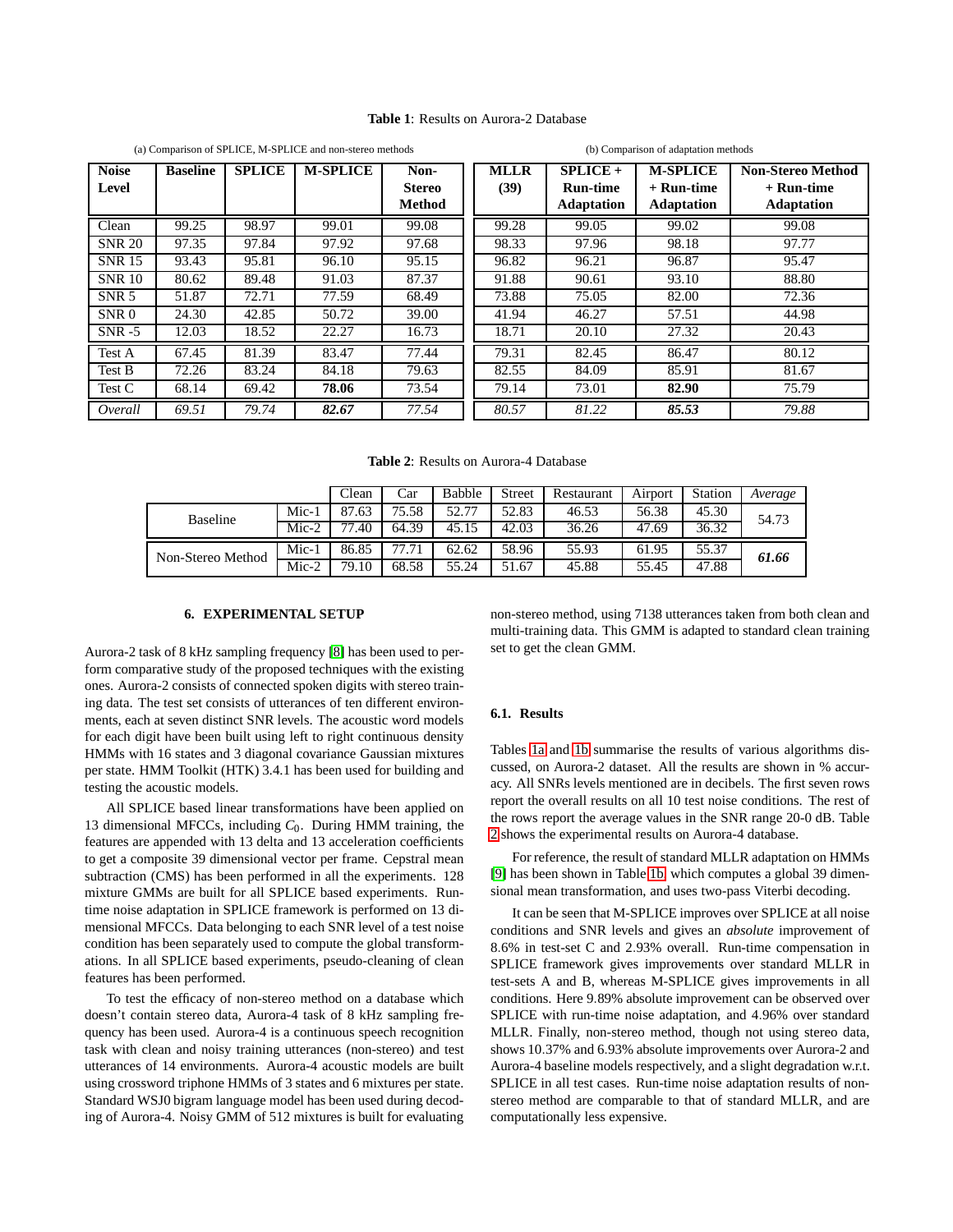**Table 1**: Results on Aurora-2 Database

(a) Comparison of SPLICE, M-SPLICE and non-stereo methods

(b) Comparison of adaptation methods

| Noise Level | Baseline | SPLICE | M-SPLICE | Non-Stereo Method | MLLR (39) | SPLICE + Run-time Adaptation | M-SPLICE + Run-time Adaptation | Non-Stereo Method + Run-time Adaptation |
|---|---|---|---|---|---|---|---|---|
| Clean | 99.25 | 98.97 | 99.01 | 99.08 | 99.28 | 99.05 | 99.02 | 99.08 |
| SNR 20 | 97.35 | 97.84 | 97.92 | 97.68 | 98.33 | 97.96 | 98.18 | 97.77 |
| SNR 15 | 93.43 | 95.81 | 96.10 | 95.15 | 96.82 | 96.21 | 96.87 | 95.47 |
| SNR 10 | 80.62 | 89.48 | 91.03 | 87.37 | 91.88 | 90.61 | 93.10 | 88.80 |
| SNR 5 | 51.87 | 72.71 | 77.59 | 68.49 | 73.88 | 75.05 | 82.00 | 72.36 |
| SNR 0 | 24.30 | 42.85 | 50.72 | 39.00 | 41.94 | 46.27 | 57.51 | 44.98 |
| SNR -5 | 12.03 | 18.52 | 22.27 | 16.73 | 18.71 | 20.10 | 27.32 | 20.43 |
| Test A | 67.45 | 81.39 | 83.47 | 77.44 | 79.31 | 82.45 | 86.47 | 80.12 |
| Test B | 72.26 | 83.24 | 84.18 | 79.63 | 82.55 | 84.09 | 85.91 | 81.67 |
| Test C | 68.14 | 69.42 | **78.06** | 73.54 | 79.14 | 73.01 | **82.90** | 75.79 |
| *Overall* | *69.51* | *79.74* | ***82.67*** | *77.54* | *80.57* | *81.22* | ***85.53*** | *79.88* |

**Table 2**: Results on Aurora-4 Database

| | | Clean | Car | Babble | Street | Restaurant | Airport | Station | *Average* |
|---|---|---|---|---|---|---|---|---|---|
| Baseline | Mic-1 | 87.63 | 75.58 | 52.77 | 52.83 | 46.53 | 56.38 | 45.30 | 54.73 |
| | Mic-2 | 77.40 | 64.39 | 45.15 | 42.03 | 36.26 | 47.69 | 36.32 | |
| Non-Stereo Method | Mic-1 | 86.85 | 77.71 | 62.62 | 58.96 | 55.93 | 61.95 | 55.37 | ***61.66*** |
| | Mic-2 | 79.10 | 68.58 | 55.24 | 51.67 | 45.88 | 55.45 | 47.88 | |

## 6. EXPERIMENTAL SETUP

Aurora-2 task of 8 kHz sampling frequency [8] has been used to perform comparative study of the proposed techniques with the existing ones. Aurora-2 consists of connected spoken digits with stereo training data. The test set consists of utterances of ten different environments, each at seven distinct SNR levels. The acoustic word models for each digit have been built using left to right continuous density HMMs with 16 states and 3 diagonal covariance Gaussian mixtures per state. HMM Toolkit (HTK) 3.4.1 has been used for building and testing the acoustic models.

All SPLICE based linear transformations have been applied on 13 dimensional MFCCs, including $C_0$. During HMM training, the features are appended with 13 delta and 13 acceleration coefficients to get a composite 39 dimensional vector per frame. Cepstral mean subtraction (CMS) has been performed in all the experiments. 128 mixture GMMs are built for all SPLICE based experiments. Run-time noise adaptation in SPLICE framework is performed on 13 dimensional MFCCs. Data belonging to each SNR level of a test noise condition has been separately used to compute the global transformations. In all SPLICE based experiments, pseudo-cleaning of clean features has been performed.

To test the efficacy of non-stereo method on a database which doesn't contain stereo data, Aurora-4 task of 8 kHz sampling frequency has been used. Aurora-4 is a continuous speech recognition task with clean and noisy training utterances (non-stereo) and test utterances of 14 environments. Aurora-4 acoustic models are built using crossword triphone HMMs of 3 states and 6 mixtures per state. Standard WSJ0 bigram language model has been used during decoding of Aurora-4. Noisy GMM of 512 mixtures is built for evaluating non-stereo method, using 7138 utterances taken from both clean and multi-training data. This GMM is adapted to standard clean training set to get the clean GMM.

### 6.1. Results

Tables 1a and 1b summarise the results of various algorithms discussed, on Aurora-2 dataset. All the results are shown in % accuracy. All SNRs levels mentioned are in decibels. The first seven rows report the overall results on all 10 test noise conditions. The rest of the rows report the average values in the SNR range 20-0 dB. Table 2 shows the experimental results on Aurora-4 database.

For reference, the result of standard MLLR adaptation on HMMs [9] has been shown in Table 1b, which computes a global 39 dimensional mean transformation, and uses two-pass Viterbi decoding.

It can be seen that M-SPLICE improves over SPLICE at all noise conditions and SNR levels and gives an *absolute* improvement of 8.6% in test-set C and 2.93% overall. Run-time compensation in SPLICE framework gives improvements over standard MLLR in test-sets A and B, whereas M-SPLICE gives improvements in all conditions. Here 9.89% absolute improvement can be observed over SPLICE with run-time noise adaptation, and 4.96% over standard MLLR. Finally, non-stereo method, though not using stereo data, shows 10.37% and 6.93% absolute improvements over Aurora-2 and Aurora-4 baseline models respectively, and a slight degradation w.r.t. SPLICE in all test cases. Run-time noise adaptation results of non-stereo method are comparable to that of standard MLLR, and are computationally less expensive.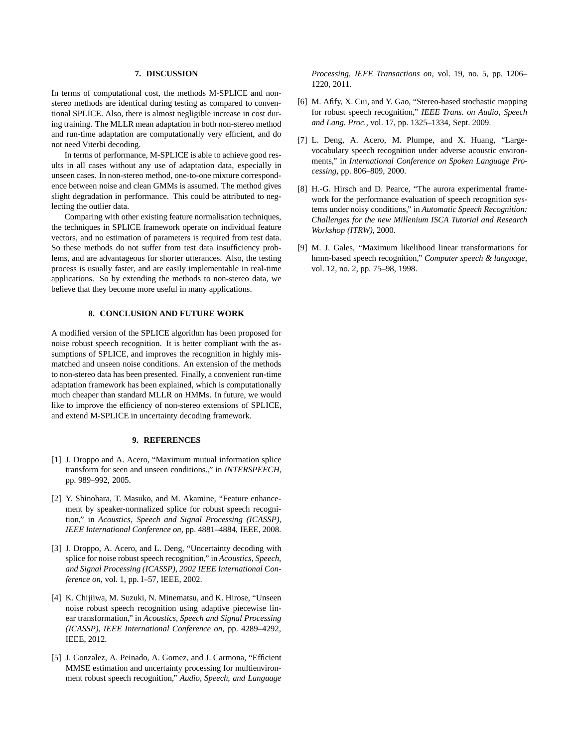## 7. DISCUSSION

In terms of computational cost, the methods M-SPLICE and non-stereo methods are identical during testing as compared to conventional SPLICE. Also, there is almost negligible increase in cost during training. The MLLR mean adaptation in both non-stereo method and run-time adaptation are computationally very efficient, and do not need Viterbi decoding.

In terms of performance, M-SPLICE is able to achieve good results in all cases without any use of adaptation data, especially in unseen cases. In non-stereo method, one-to-one mixture correspondence between noise and clean GMMs is assumed. The method gives slight degradation in performance. This could be attributed to neglecting the outlier data.

Comparing with other existing feature normalisation techniques, the techniques in SPLICE framework operate on individual feature vectors, and no estimation of parameters is required from test data. So these methods do not suffer from test data insufficiency problems, and are advantageous for shorter utterances. Also, the testing process is usually faster, and are easily implementable in real-time applications. So by extending the methods to non-stereo data, we believe that they become more useful in many applications.

## 8. CONCLUSION AND FUTURE WORK

A modified version of the SPLICE algorithm has been proposed for noise robust speech recognition. It is better compliant with the assumptions of SPLICE, and improves the recognition in highly mismatched and unseen noise conditions. An extension of the methods to non-stereo data has been presented. Finally, a convenient run-time adaptation framework has been explained, which is computationally much cheaper than standard MLLR on HMMs. In future, we would like to improve the efficiency of non-stereo extensions of SPLICE, and extend M-SPLICE in uncertainty decoding framework.

## 9. REFERENCES

[1] J. Droppo and A. Acero, "Maximum mutual information splice transform for seen and unseen conditions.," in *INTERSPEECH*, pp. 989–992, 2005.

[2] Y. Shinohara, T. Masuko, and M. Akamine, "Feature enhancement by speaker-normalized splice for robust speech recognition," in *Acoustics, Speech and Signal Processing (ICASSP), IEEE International Conference on*, pp. 4881–4884, IEEE, 2008.

[3] J. Droppo, A. Acero, and L. Deng, "Uncertainty decoding with splice for noise robust speech recognition," in *Acoustics, Speech, and Signal Processing (ICASSP), 2002 IEEE International Conference on*, vol. 1, pp. I–57, IEEE, 2002.

[4] K. Chijiiwa, M. Suzuki, N. Minematsu, and K. Hirose, "Unseen noise robust speech recognition using adaptive piecewise linear transformation," in *Acoustics, Speech and Signal Processing (ICASSP), IEEE International Conference on*, pp. 4289–4292, IEEE, 2012.

[5] J. Gonzalez, A. Peinado, A. Gomez, and J. Carmona, "Efficient MMSE estimation and uncertainty processing for multienvironment robust speech recognition," *Audio, Speech, and Language Processing, IEEE Transactions on*, vol. 19, no. 5, pp. 1206–1220, 2011.

[6] M. Afify, X. Cui, and Y. Gao, "Stereo-based stochastic mapping for robust speech recognition," *IEEE Trans. on Audio, Speech and Lang. Proc.*, vol. 17, pp. 1325–1334, Sept. 2009.

[7] L. Deng, A. Acero, M. Plumpe, and X. Huang, "Large-vocabulary speech recognition under adverse acoustic environments," in *International Conference on Spoken Language Processing*, pp. 806–809, 2000.

[8] H.-G. Hirsch and D. Pearce, "The aurora experimental framework for the performance evaluation of speech recognition systems under noisy conditions," in *Automatic Speech Recognition: Challenges for the new Millenium ISCA Tutorial and Research Workshop (ITRW)*, 2000.

[9] M. J. Gales, "Maximum likelihood linear transformations for hmm-based speech recognition," *Computer speech & language*, vol. 12, no. 2, pp. 75–98, 1998.